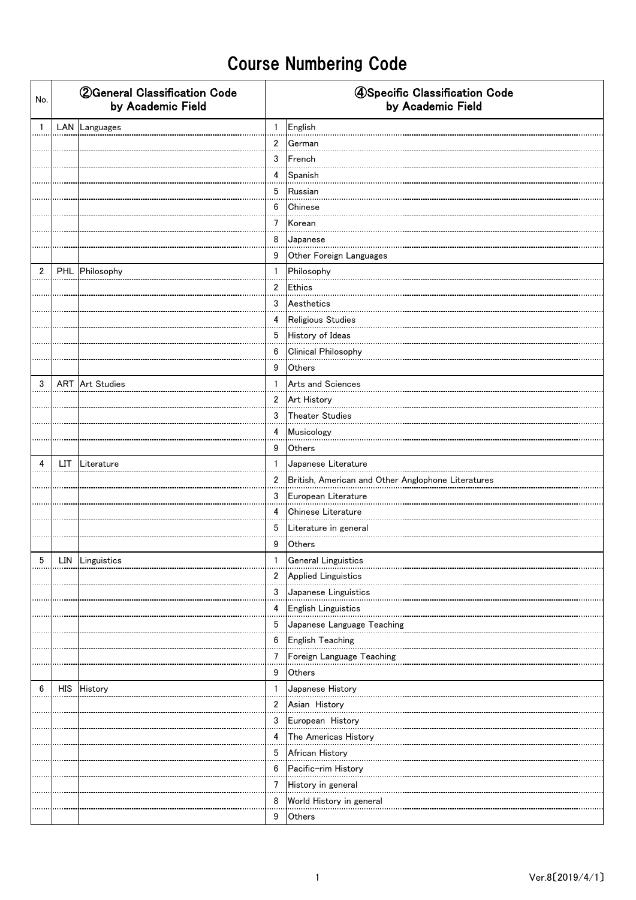# Course Numbering Code

| No. | ②General Classification Code by Academic Field | | ④Specific Classification Code by Academic Field | |
|---|---|---|---|---|
| 1 | LAN | Languages | 1 | English |
| | | | 2 | German |
| | | | 3 | French |
| | | | 4 | Spanish |
| | | | 5 | Russian |
| | | | 6 | Chinese |
| | | | 7 | Korean |
| | | | 8 | Japanese |
| | | | 9 | Other Foreign Languages |
| 2 | PHL | Philosophy | 1 | Philosophy |
| | | | 2 | Ethics |
| | | | 3 | Aesthetics |
| | | | 4 | Religious Studies |
| | | | 5 | History of Ideas |
| | | | 6 | Clinical Philosophy |
| | | | 9 | Others |
| 3 | ART | Art Studies | 1 | Arts and Sciences |
| | | | 2 | Art History |
| | | | 3 | Theater Studies |
| | | | 4 | Musicology |
| | | | 9 | Others |
| 4 | LIT | Literature | 1 | Japanese Literature |
| | | | 2 | British, American and Other Anglophone Literatures |
| | | | 3 | European Literature |
| | | | 4 | Chinese Literature |
| | | | 5 | Literature in general |
| | | | 9 | Others |
| 5 | LIN | Linguistics | 1 | General Linguistics |
| | | | 2 | Applied Linguistics |
| | | | 3 | Japanese Linguistics |
| | | | 4 | English Linguistics |
| | | | 5 | Japanese Language Teaching |
| | | | 6 | English Teaching |
| | | | 7 | Foreign Language Teaching |
| | | | 9 | Others |
| 6 | HIS | History | 1 | Japanese History |
| | | | 2 | Asian History |
| | | | 3 | European History |
| | | | 4 | The Americas History |
| | | | 5 | African History |
| | | | 6 | Pacific-rim History |
| | | | 7 | History in general |
| | | | 8 | World History in general |
| | | | 9 | Others |

Ver.8[2019/4/1]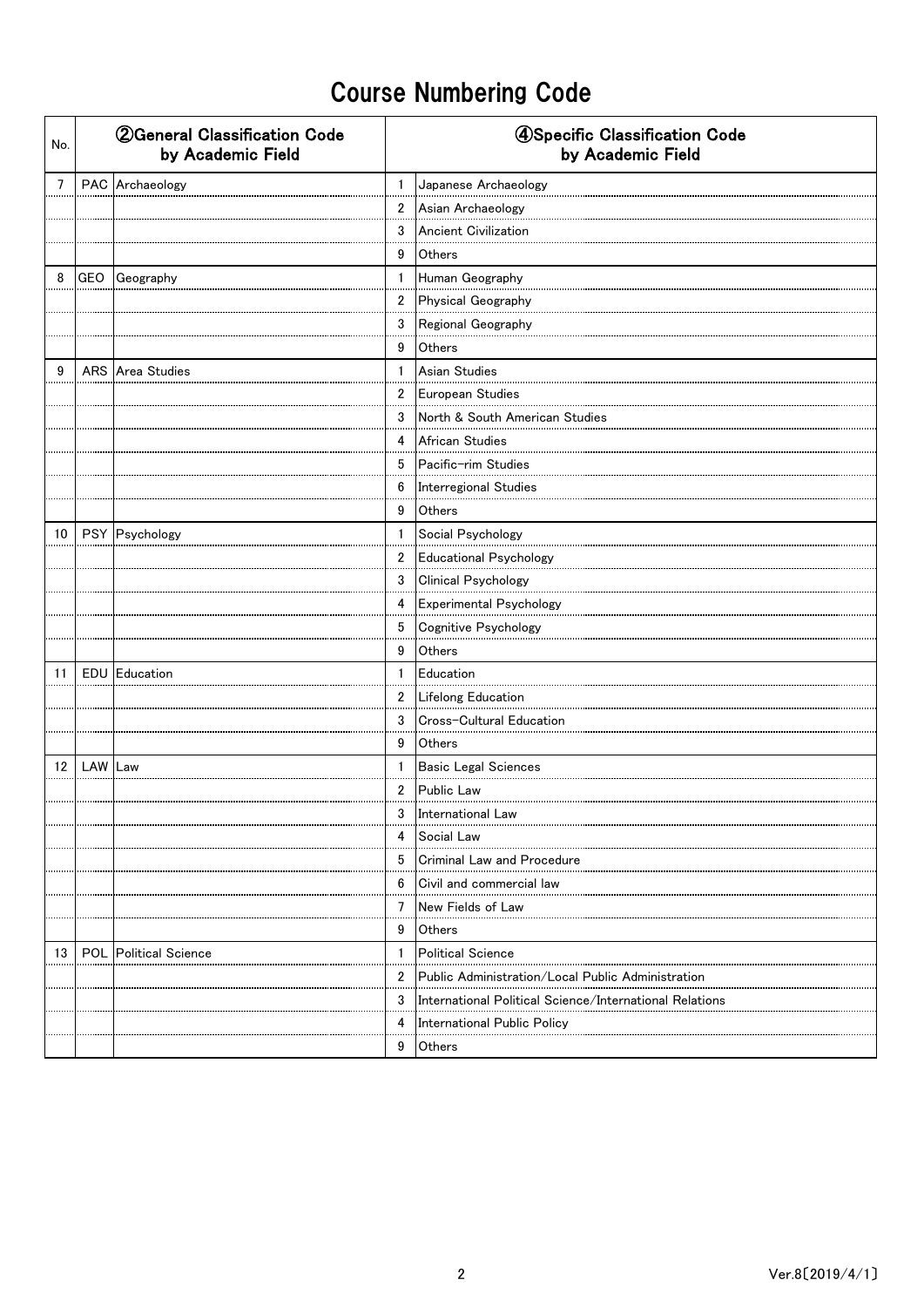# Course Numbering Code

| No. | ②General Classification Code by Academic Field | | ④Specific Classification Code by Academic Field | |
|---|---|---|---|---|
| 7 | PAC | Archaeology | 1 | Japanese Archaeology |
| | | | 2 | Asian Archaeology |
| | | | 3 | Ancient Civilization |
| | | | 9 | Others |
| 8 | GEO | Geography | 1 | Human Geography |
| | | | 2 | Physical Geography |
| | | | 3 | Regional Geography |
| | | | 9 | Others |
| 9 | ARS | Area Studies | 1 | Asian Studies |
| | | | 2 | European Studies |
| | | | 3 | North & South American Studies |
| | | | 4 | African Studies |
| | | | 5 | Pacific-rim Studies |
| | | | 6 | Interregional Studies |
| | | | 9 | Others |
| 10 | PSY | Psychology | 1 | Social Psychology |
| | | | 2 | Educational Psychology |
| | | | 3 | Clinical Psychology |
| | | | 4 | Experimental Psychology |
| | | | 5 | Cognitive Psychology |
| | | | 9 | Others |
| 11 | EDU | Education | 1 | Education |
| | | | 2 | Lifelong Education |
| | | | 3 | Cross-Cultural Education |
| | | | 9 | Others |
| 12 | LAW | Law | 1 | Basic Legal Sciences |
| | | | 2 | Public Law |
| | | | 3 | International Law |
| | | | 4 | Social Law |
| | | | 5 | Criminal Law and Procedure |
| | | | 6 | Civil and commercial law |
| | | | 7 | New Fields of Law |
| | | | 9 | Others |
| 13 | POL | Political Science | 1 | Political Science |
| | | | 2 | Public Administration/Local Public Administration |
| | | | 3 | International Political Science/International Relations |
| | | | 4 | International Public Policy |
| | | | 9 | Others |

Ver.8[2019/4/1]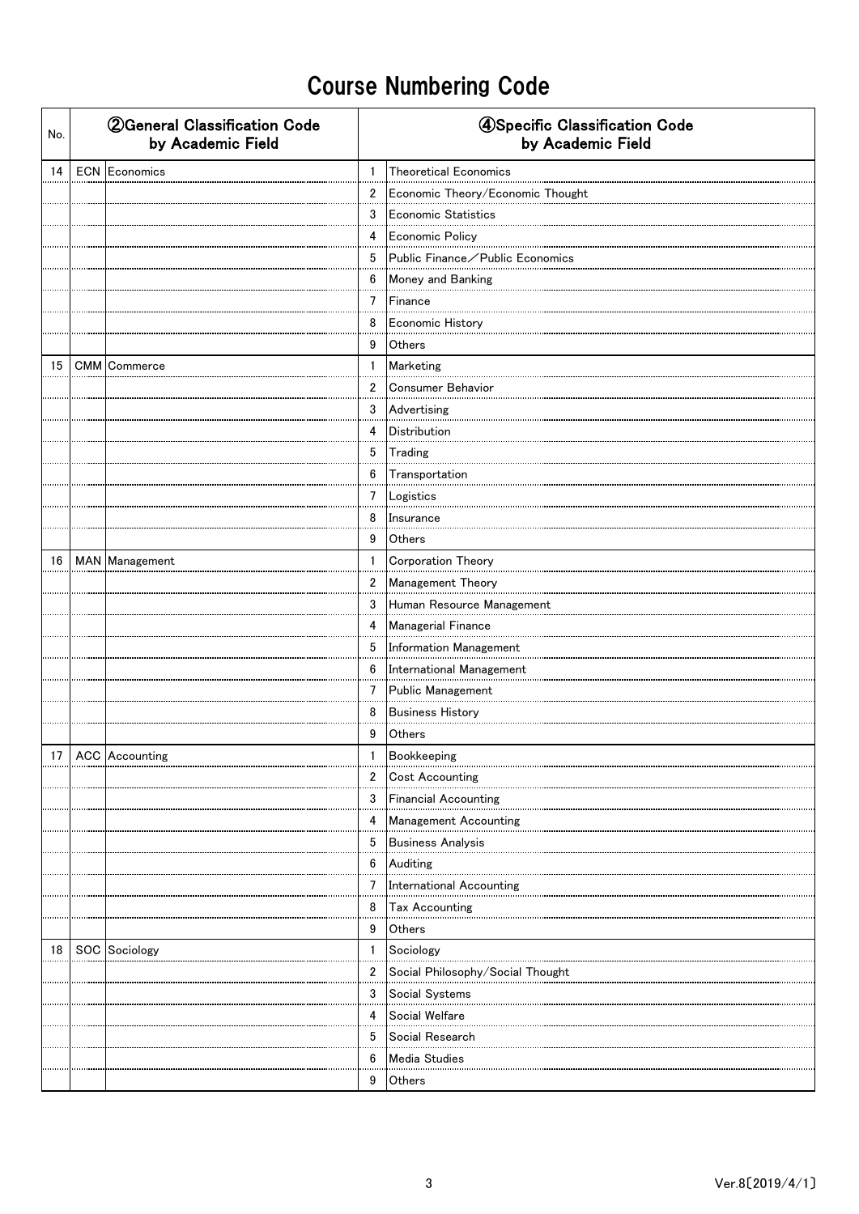# Course Numbering Code

| No. | ②General Classification Code by Academic Field | | ④Specific Classification Code by Academic Field | |
|---|---|---|---|---|
| 14 | ECN | Economics | 1 | Theoretical Economics |
| | | | 2 | Economic Theory/Economic Thought |
| | | | 3 | Economic Statistics |
| | | | 4 | Economic Policy |
| | | | 5 | Public Finance／Public Economics |
| | | | 6 | Money and Banking |
| | | | 7 | Finance |
| | | | 8 | Economic History |
| | | | 9 | Others |
| 15 | CMM | Commerce | 1 | Marketing |
| | | | 2 | Consumer Behavior |
| | | | 3 | Advertising |
| | | | 4 | Distribution |
| | | | 5 | Trading |
| | | | 6 | Transportation |
| | | | 7 | Logistics |
| | | | 8 | Insurance |
| | | | 9 | Others |
| 16 | MAN | Management | 1 | Corporation Theory |
| | | | 2 | Management Theory |
| | | | 3 | Human Resource Management |
| | | | 4 | Managerial Finance |
| | | | 5 | Information Management |
| | | | 6 | International Management |
| | | | 7 | Public Management |
| | | | 8 | Business History |
| | | | 9 | Others |
| 17 | ACC | Accounting | 1 | Bookkeeping |
| | | | 2 | Cost Accounting |
| | | | 3 | Financial Accounting |
| | | | 4 | Management Accounting |
| | | | 5 | Business Analysis |
| | | | 6 | Auditing |
| | | | 7 | International Accounting |
| | | | 8 | Tax Accounting |
| | | | 9 | Others |
| 18 | SOC | Sociology | 1 | Sociology |
| | | | 2 | Social Philosophy/Social Thought |
| | | | 3 | Social Systems |
| | | | 4 | Social Welfare |
| | | | 5 | Social Research |
| | | | 6 | Media Studies |
| | | | 9 | Others |

Ver.8[2019/4/1]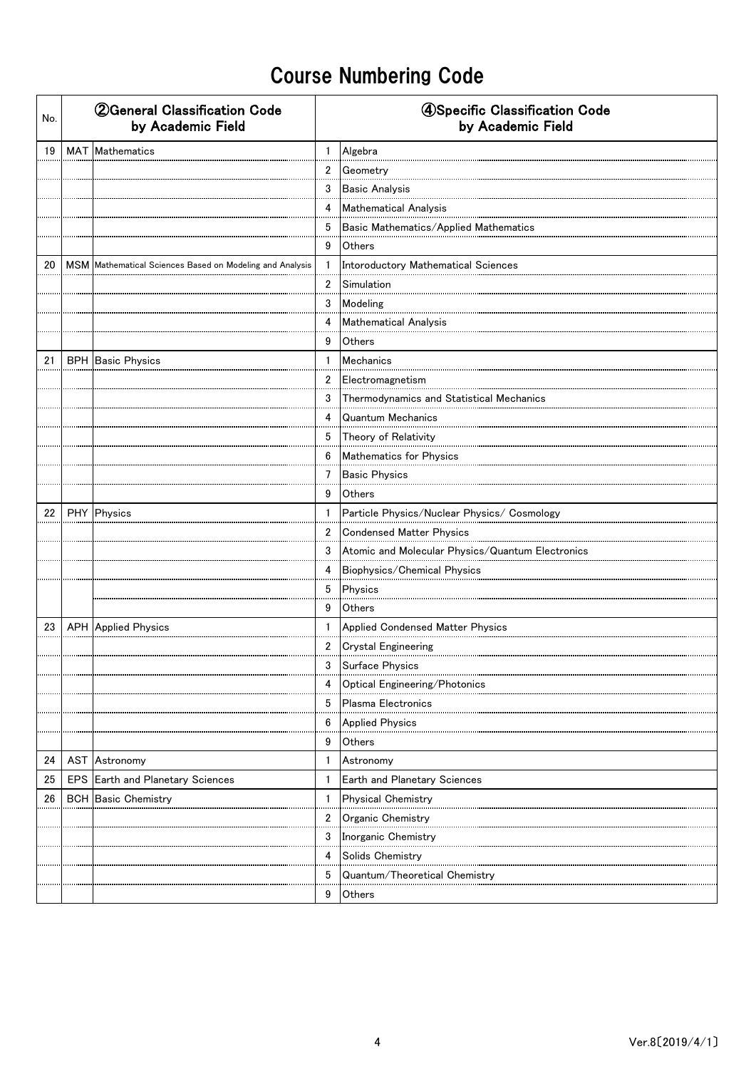# Course Numbering Code

| No. | ②General Classification Code by Academic Field | | ④Specific Classification Code by Academic Field | |
|---|---|---|---|---|
| 19 | MAT | Mathematics | 1 | Algebra |
| | | | 2 | Geometry |
| | | | 3 | Basic Analysis |
| | | | 4 | Mathematical Analysis |
| | | | 5 | Basic Mathematics/Applied Mathematics |
| | | | 9 | Others |
| 20 | MSM | Mathematical Sciences Based on Modeling and Analysis | 1 | Interoductory Mathematical Sciences |
| | | | 2 | Simulation |
| | | | 3 | Modeling |
| | | | 4 | Mathematical Analysis |
| | | | 9 | Others |
| 21 | BPH | Basic Physics | 1 | Mechanics |
| | | | 2 | Electromagnetism |
| | | | 3 | Thermodynamics and Statistical Mechanics |
| | | | 4 | Quantum Mechanics |
| | | | 5 | Theory of Relativity |
| | | | 6 | Mathematics for Physics |
| | | | 7 | Basic Physics |
| | | | 9 | Others |
| 22 | PHY | Physics | 1 | Particle Physics/Nuclear Physics/ Cosmology |
| | | | 2 | Condensed Matter Physics |
| | | | 3 | Atomic and Molecular Physics/Quantum Electronics |
| | | | 4 | Biophysics/Chemical Physics |
| | | | 5 | Physics |
| | | | 9 | Others |
| 23 | APH | Applied Physics | 1 | Applied Condensed Matter Physics |
| | | | 2 | Crystal Engineering |
| | | | 3 | Surface Physics |
| | | | 4 | Optical Engineering/Photonics |
| | | | 5 | Plasma Electronics |
| | | | 6 | Applied Physics |
| | | | 9 | Others |
| 24 | AST | Astronomy | 1 | Astronomy |
| 25 | EPS | Earth and Planetary Sciences | 1 | Earth and Planetary Sciences |
| 26 | BCH | Basic Chemistry | 1 | Physical Chemistry |
| | | | 2 | Organic Chemistry |
| | | | 3 | Inorganic Chemistry |
| | | | 4 | Solids Chemistry |
| | | | 5 | Quantum/Theoretical Chemistry |
| | | | 9 | Others |

Ver.8[2019/4/1]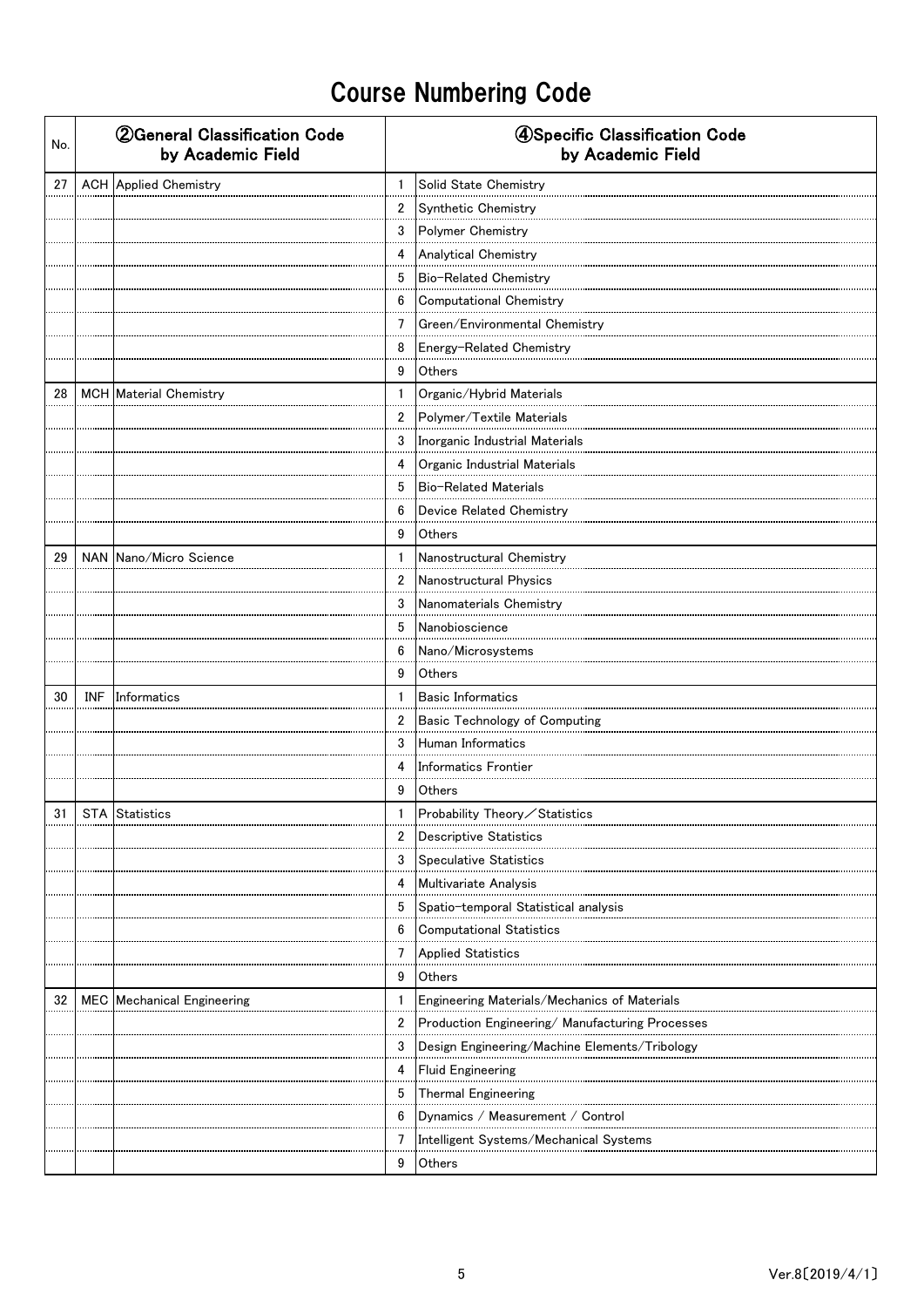# Course Numbering Code

| No. | ②General Classification Code by Academic Field | | ④Specific Classification Code by Academic Field | |
|---|---|---|---|---|
| 27 | ACH | Applied Chemistry | 1 | Solid State Chemistry |
| | | | 2 | Synthetic Chemistry |
| | | | 3 | Polymer Chemistry |
| | | | 4 | Analytical Chemistry |
| | | | 5 | Bio-Related Chemistry |
| | | | 6 | Computational Chemistry |
| | | | 7 | Green/Environmental Chemistry |
| | | | 8 | Energy-Related Chemistry |
| | | | 9 | Others |
| 28 | MCH | Material Chemistry | 1 | Organic/Hybrid Materials |
| | | | 2 | Polymer/Textile Materials |
| | | | 3 | Inorganic Industrial Materials |
| | | | 4 | Organic Industrial Materials |
| | | | 5 | Bio-Related Materials |
| | | | 6 | Device Related Chemistry |
| | | | 9 | Others |
| 29 | NAN | Nano/Micro Science | 1 | Nanostructural Chemistry |
| | | | 2 | Nanostructural Physics |
| | | | 3 | Nanomaterials Chemistry |
| | | | 5 | Nanobioscience |
| | | | 6 | Nano/Microsystems |
| | | | 9 | Others |
| 30 | INF | Informatics | 1 | Basic Informatics |
| | | | 2 | Basic Technology of Computing |
| | | | 3 | Human Informatics |
| | | | 4 | Informatics Frontier |
| | | | 9 | Others |
| 31 | STA | Statistics | 1 | Probability Theory／Statistics |
| | | | 2 | Descriptive Statistics |
| | | | 3 | Speculative Statistics |
| | | | 4 | Multivariate Analysis |
| | | | 5 | Spatio-temporal Statistical analysis |
| | | | 6 | Computational Statistics |
| | | | 7 | Applied Statistics |
| | | | 9 | Others |
| 32 | MEC | Mechanical Engineering | 1 | Engineering Materials/Mechanics of Materials |
| | | | 2 | Production Engineering/ Manufacturing Processes |
| | | | 3 | Design Engineering/Machine Elements/Tribology |
| | | | 4 | Fluid Engineering |
| | | | 5 | Thermal Engineering |
| | | | 6 | Dynamics / Measurement / Control |
| | | | 7 | Intelligent Systems/Mechanical Systems |
| | | | 9 | Others |

Ver.8[2019/4/1]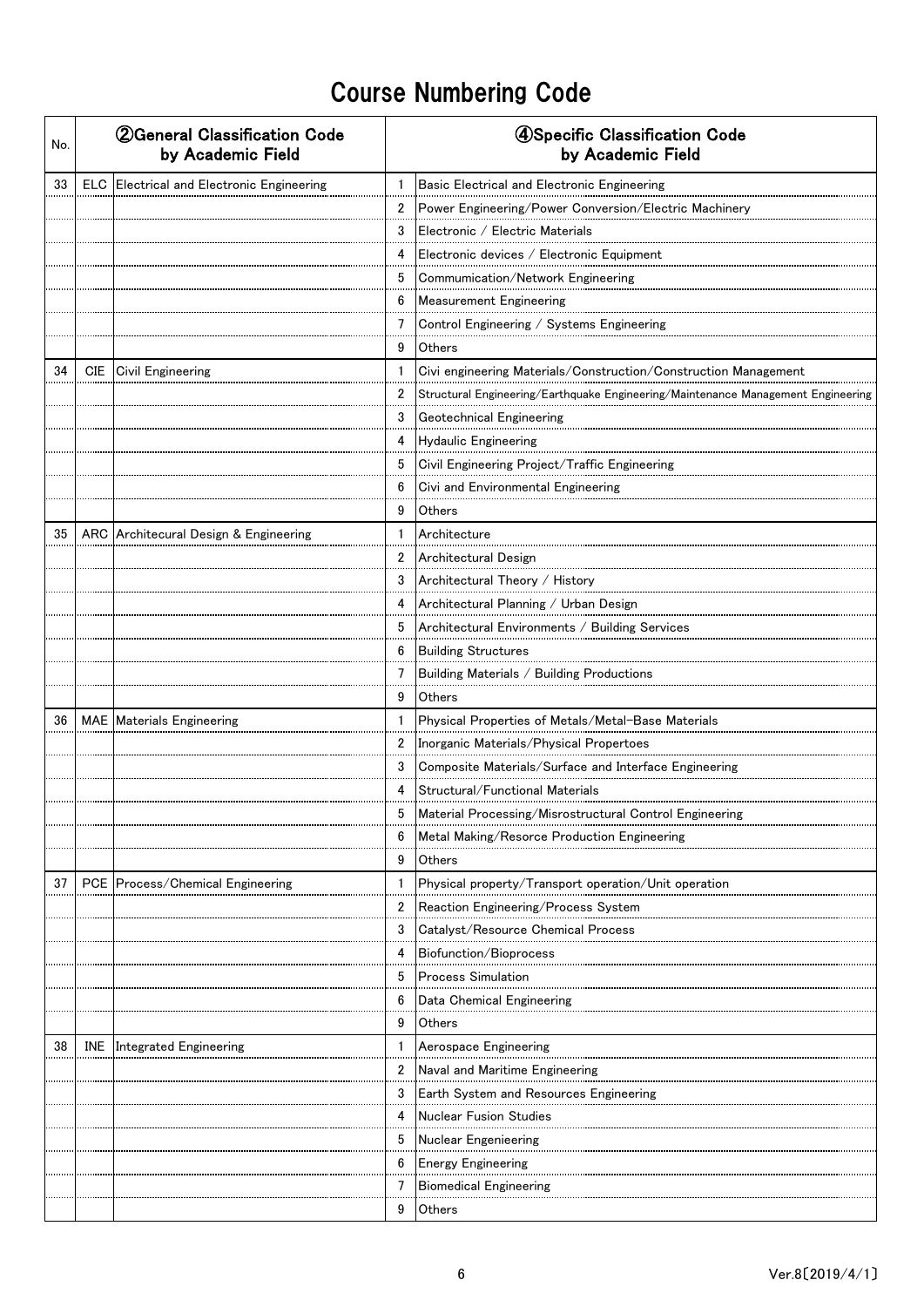# Course Numbering Code

| No. | ②General Classification Code by Academic Field | | ④Specific Classification Code by Academic Field | |
|---|---|---|---|---|
| 33 | ELC | Electrical and Electronic Engineering | 1 | Basic Electrical and Electronic Engineering |
| | | | 2 | Power Engineering/Power Conversion/Electric Machinery |
| | | | 3 | Electronic / Electric Materials |
| | | | 4 | Electronic devices / Electronic Equipment |
| | | | 5 | Commumication/Network Engineering |
| | | | 6 | Measurement Engineering |
| | | | 7 | Control Engineering / Systems Engineering |
| | | | 9 | Others |
| 34 | CIE | Civil Engineering | 1 | Civi engineering Materials/Construction/Construction Management |
| | | | 2 | Structural Engineering/Earthquake Engineering/Maintenance Management Engineering |
| | | | 3 | Geotechnical Engineering |
| | | | 4 | Hydaulic Engineering |
| | | | 5 | Civil Engineering Project/Traffic Engineering |
| | | | 6 | Civi and Environmental Engineering |
| | | | 9 | Others |
| 35 | ARC | Architecural Design & Engineering | 1 | Architecture |
| | | | 2 | Architectural Design |
| | | | 3 | Architectural Theory / History |
| | | | 4 | Architectural Planning / Urban Design |
| | | | 5 | Architectural Environments / Building Services |
| | | | 6 | Building Structures |
| | | | 7 | Building Materials / Building Productions |
| | | | 9 | Others |
| 36 | MAE | Materials Engineering | 1 | Physical Properties of Metals/Metal-Base Materials |
| | | | 2 | Inorganic Materials/Physical Propertoes |
| | | | 3 | Composite Materials/Surface and Interface Engineering |
| | | | 4 | Structural/Functional Materials |
| | | | 5 | Material Processing/Misrostructural Control Engineering |
| | | | 6 | Metal Making/Resorce Production Engineering |
| | | | 9 | Others |
| 37 | PCE | Process/Chemical Engineering | 1 | Physical property/Transport operation/Unit operation |
| | | | 2 | Reaction Engineering/Process System |
| | | | 3 | Catalyst/Resource Chemical Process |
| | | | 4 | Biofunction/Bioprocess |
| | | | 5 | Process Simulation |
| | | | 6 | Data Chemical Engineering |
| | | | 9 | Others |
| 38 | INE | Integrated Engineering | 1 | Aerospace Engineering |
| | | | 2 | Naval and Maritime Engineering |
| | | | 3 | Earth System and Resources Engineering |
| | | | 4 | Nuclear Fusion Studies |
| | | | 5 | Nuclear Engenieering |
| | | | 6 | Energy Engineering |
| | | | 7 | Biomedical Engineering |
| | | | 9 | Others |

Ver.8[2019/4/1]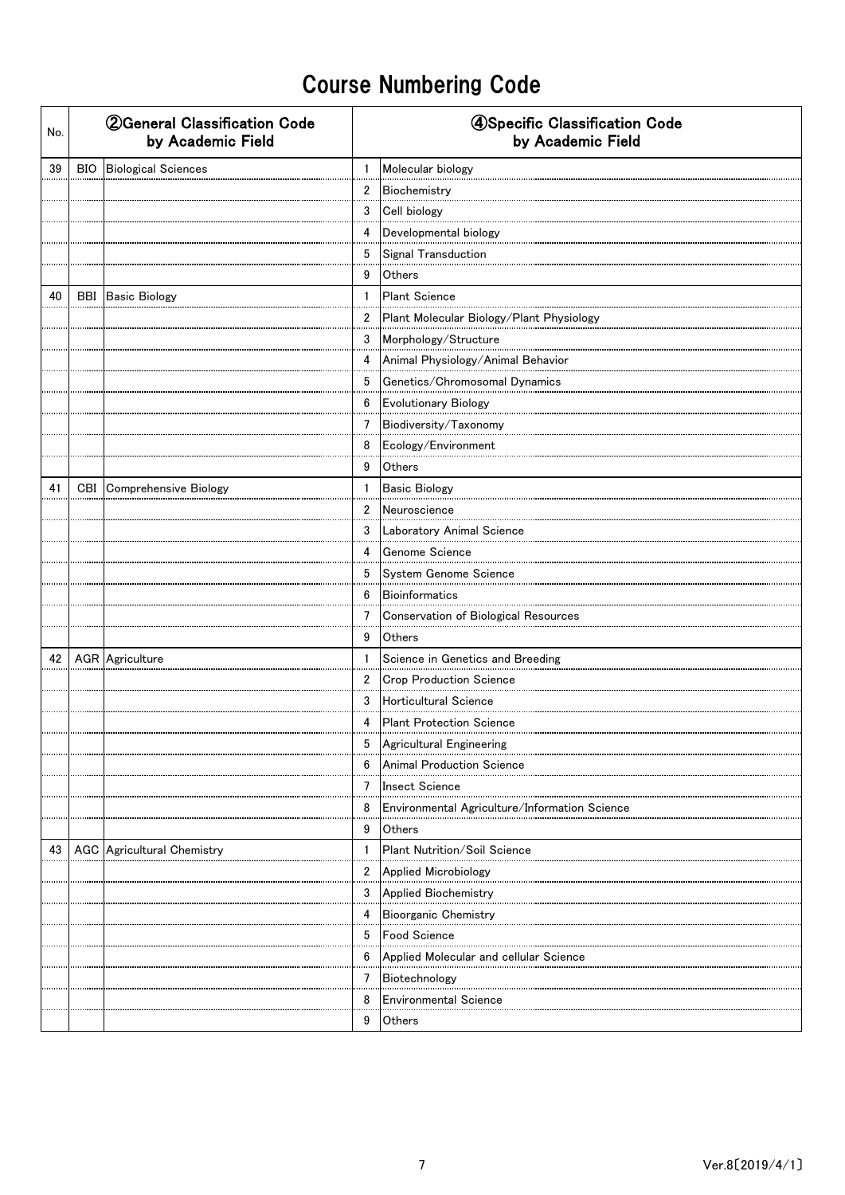# Course Numbering Code

| No. | ②General Classification Code by Academic Field | | ④Specific Classification Code by Academic Field | |
|---|---|---|---|---|
| 39 | BIO | Biological Sciences | 1 | Molecular biology |
| | | | 2 | Biochemistry |
| | | | 3 | Cell biology |
| | | | 4 | Developmental biology |
| | | | 5 | Signal Transduction |
| | | | 9 | Others |
| 40 | BBI | Basic Biology | 1 | Plant Science |
| | | | 2 | Plant Molecular Biology/Plant Physiology |
| | | | 3 | Morphology/Structure |
| | | | 4 | Animal Physiology/Animal Behavior |
| | | | 5 | Genetics/Chromosomal Dynamics |
| | | | 6 | Evolutionary Biology |
| | | | 7 | Biodiversity/Taxonomy |
| | | | 8 | Ecology/Environment |
| | | | 9 | Others |
| 41 | CBI | Comprehensive Biology | 1 | Basic Biology |
| | | | 2 | Neuroscience |
| | | | 3 | Laboratory Animal Science |
| | | | 4 | Genome Science |
| | | | 5 | System Genome Science |
| | | | 6 | Bioinformatics |
| | | | 7 | Conservation of Biological Resources |
| | | | 9 | Others |
| 42 | AGR | Agriculture | 1 | Science in Genetics and Breeding |
| | | | 2 | Crop Production Science |
| | | | 3 | Horticultural Science |
| | | | 4 | Plant Protection Science |
| | | | 5 | Agricultural Engineering |
| | | | 6 | Animal Production Science |
| | | | 7 | Insect Science |
| | | | 8 | Environmental Agriculture/Information Science |
| | | | 9 | Others |
| 43 | AGC | Agricultural Chemistry | 1 | Plant Nutrition/Soil Science |
| | | | 2 | Applied Microbiology |
| | | | 3 | Applied Biochemistry |
| | | | 4 | Bioorganic Chemistry |
| | | | 5 | Food Science |
| | | | 6 | Applied Molecular and cellular Science |
| | | | 7 | Biotechnology |
| | | | 8 | Environmental Science |
| | | | 9 | Others |

Ver.8[2019/4/1]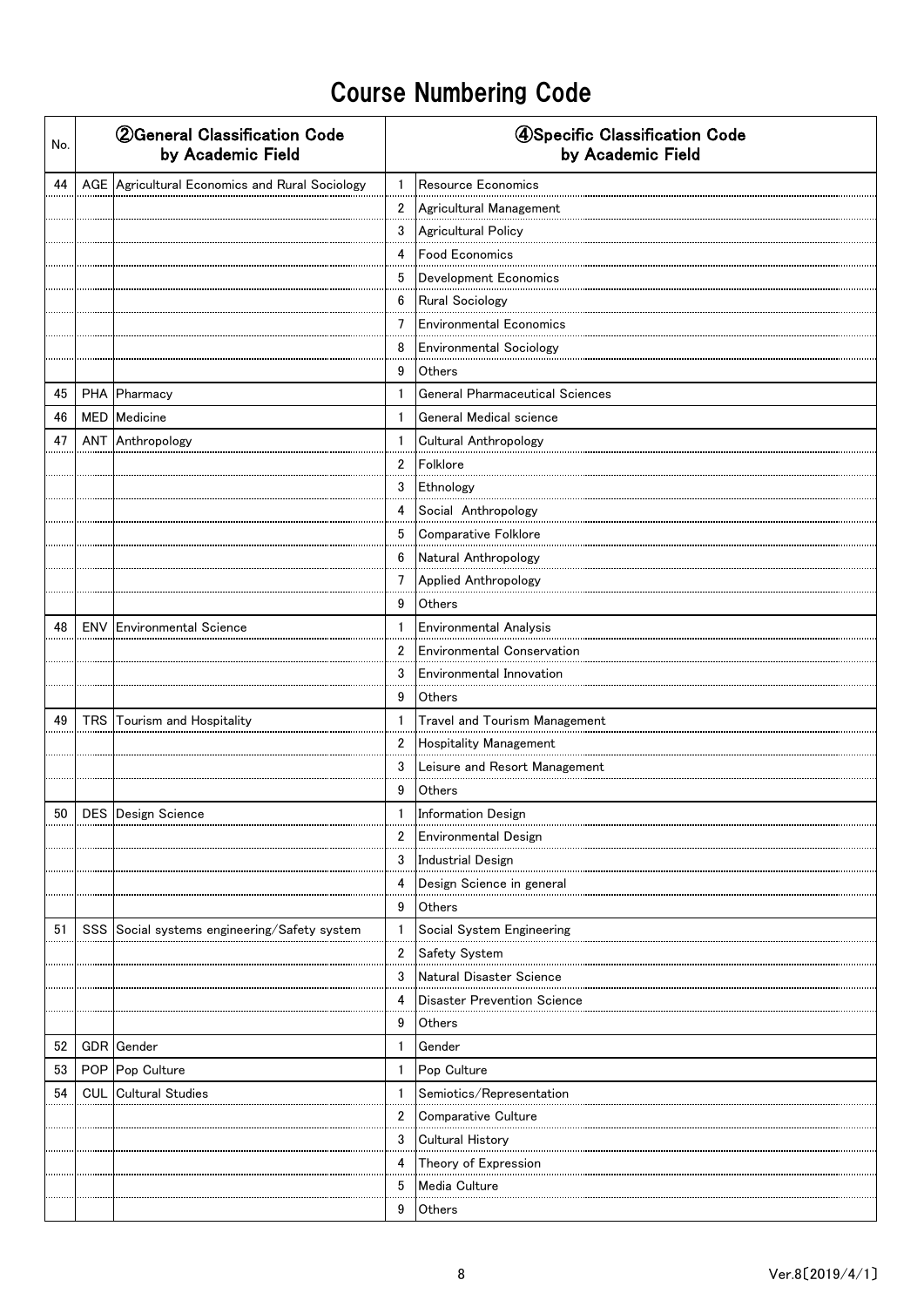# Course Numbering Code

| No. | ②General Classification Code by Academic Field | | ④Specific Classification Code by Academic Field | |
|---|---|---|---|---|
| 44 | AGE | Agricultural Economics and Rural Sociology | 1 | Resource Economics |
| | | | 2 | Agricultural Management |
| | | | 3 | Agricultural Policy |
| | | | 4 | Food Economics |
| | | | 5 | Development Economics |
| | | | 6 | Rural Sociology |
| | | | 7 | Environmental Economics |
| | | | 8 | Environmental Sociology |
| | | | 9 | Others |
| 45 | PHA | Pharmacy | 1 | General Pharmaceutical Sciences |
| 46 | MED | Medicine | 1 | General Medical science |
| 47 | ANT | Anthropology | 1 | Cultural Anthropology |
| | | | 2 | Folklore |
| | | | 3 | Ethnology |
| | | | 4 | Social Anthropology |
| | | | 5 | Comparative Folklore |
| | | | 6 | Natural Anthropology |
| | | | 7 | Applied Anthropology |
| | | | 9 | Others |
| 48 | ENV | Environmental Science | 1 | Environmental Analysis |
| | | | 2 | Environmental Conservation |
| | | | 3 | Environmental Innovation |
| | | | 9 | Others |
| 49 | TRS | Tourism and Hospitality | 1 | Travel and Tourism Management |
| | | | 2 | Hospitality Management |
| | | | 3 | Leisure and Resort Management |
| | | | 9 | Others |
| 50 | DES | Design Science | 1 | Information Design |
| | | | 2 | Environmental Design |
| | | | 3 | Industrial Design |
| | | | 4 | Design Science in general |
| | | | 9 | Others |
| 51 | SSS | Social systems engineering/Safety system | 1 | Social System Engineering |
| | | | 2 | Safety System |
| | | | 3 | Natural Disaster Science |
| | | | 4 | Disaster Prevention Science |
| | | | 9 | Others |
| 52 | GDR | Gender | 1 | Gender |
| 53 | POP | Pop Culture | 1 | Pop Culture |
| 54 | CUL | Cultural Studies | 1 | Semiotics/Representation |
| | | | 2 | Comparative Culture |
| | | | 3 | Cultural History |
| | | | 4 | Theory of Expression |
| | | | 5 | Media Culture |
| | | | 9 | Others |

Ver.8[2019/4/1]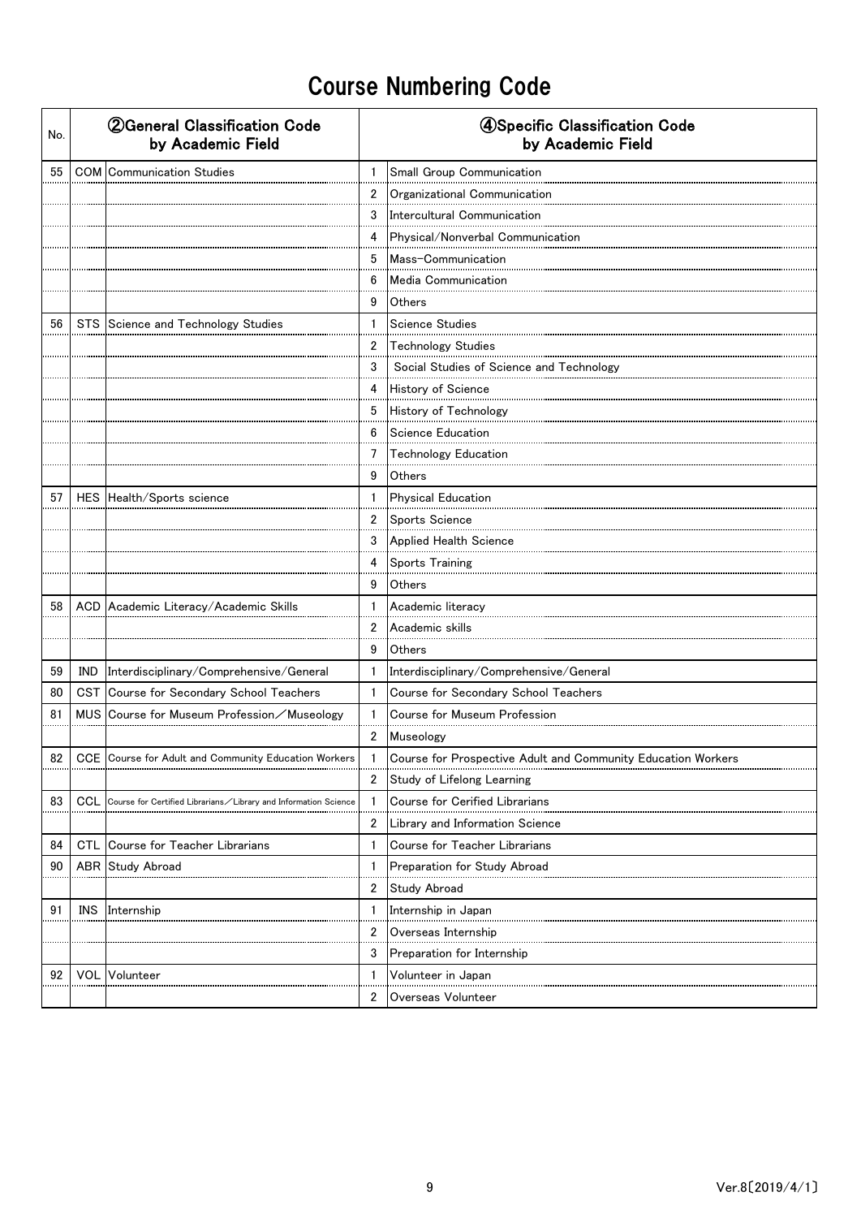# Course Numbering Code

| No. | ②General Classification Code by Academic Field | | ④Specific Classification Code by Academic Field | |
|---|---|---|---|---|
| 55 | COM | Communication Studies | 1 | Small Group Communication |
| | | | 2 | Organizational Communication |
| | | | 3 | Intercultural Communication |
| | | | 4 | Physical/Nonverbal Communication |
| | | | 5 | Mass-Communication |
| | | | 6 | Media Communication |
| | | | 9 | Others |
| 56 | STS | Science and Technology Studies | 1 | Science Studies |
| | | | 2 | Technology Studies |
| | | | 3 | Social Studies of Science and Technology |
| | | | 4 | History of Science |
| | | | 5 | History of Technology |
| | | | 6 | Science Education |
| | | | 7 | Technology Education |
| | | | 9 | Others |
| 57 | HES | Health/Sports science | 1 | Physical Education |
| | | | 2 | Sports Science |
| | | | 3 | Applied Health Science |
| | | | 4 | Sports Training |
| | | | 9 | Others |
| 58 | ACD | Academic Literacy/Academic Skills | 1 | Academic literacy |
| | | | 2 | Academic skills |
| | | | 9 | Others |
| 59 | IND | Interdisciplinary/Comprehensive/General | 1 | Interdisciplinary/Comprehensive/General |
| 80 | CST | Course for Secondary School Teachers | 1 | Course for Secondary School Teachers |
| 81 | MUS | Course for Museum Profession／Museology | 1 | Course for Museum Profession |
| | | | 2 | Museology |
| 82 | CCE | Course for Adult and Community Education Workers | 1 | Course for Prospective Adult and Community Education Workers |
| | | | 2 | Study of Lifelong Learning |
| 83 | CCL | Course for Certified Librarians／Library and Information Science | 1 | Course for Cerified Librarians |
| | | | 2 | Library and Information Science |
| 84 | CTL | Course for Teacher Librarians | 1 | Course for Teacher Librarians |
| 90 | ABR | Study Abroad | 1 | Preparation for Study Abroad |
| | | | 2 | Study Abroad |
| 91 | INS | Internship | 1 | Internship in Japan |
| | | | 2 | Overseas Internship |
| | | | 3 | Preparation for Internship |
| 92 | VOL | Volunteer | 1 | Volunteer in Japan |
| | | | 2 | Overseas Volunteer |

Ver.8[2019/4/1]